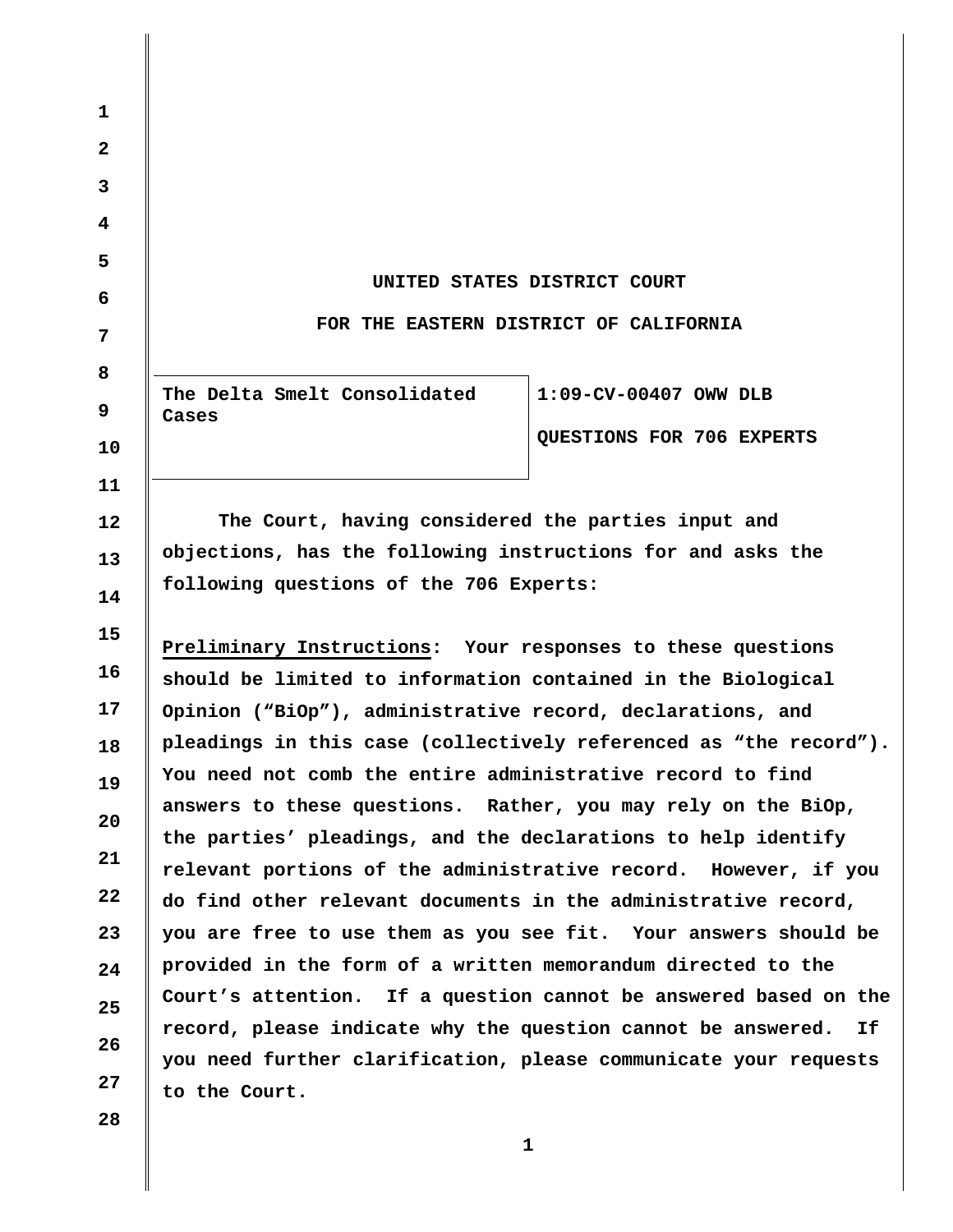UNITED STATES DISTRICT COURT

FOR THE EASTERN DISTRICT OF CALIFORNIA

| The Delta Smelt Consolidated Cases | 1:09-CV-00407 OWW DLB<br><br>QUESTIONS FOR 706 EXPERTS |
|---|---|

The Court, having considered the parties input and objections, has the following instructions for and asks the following questions of the 706 Experts:

**Preliminary Instructions**: Your responses to these questions should be limited to information contained in the Biological Opinion ("BiOp"), administrative record, declarations, and pleadings in this case (collectively referenced as "the record"). You need not comb the entire administrative record to find answers to these questions. Rather, you may rely on the BiOp, the parties' pleadings, and the declarations to help identify relevant portions of the administrative record. However, if you do find other relevant documents in the administrative record, you are free to use them as you see fit. Your answers should be provided in the form of a written memorandum directed to the Court's attention. If a question cannot be answered based on the record, please indicate why the question cannot be answered. If you need further clarification, please communicate your requests to the Court.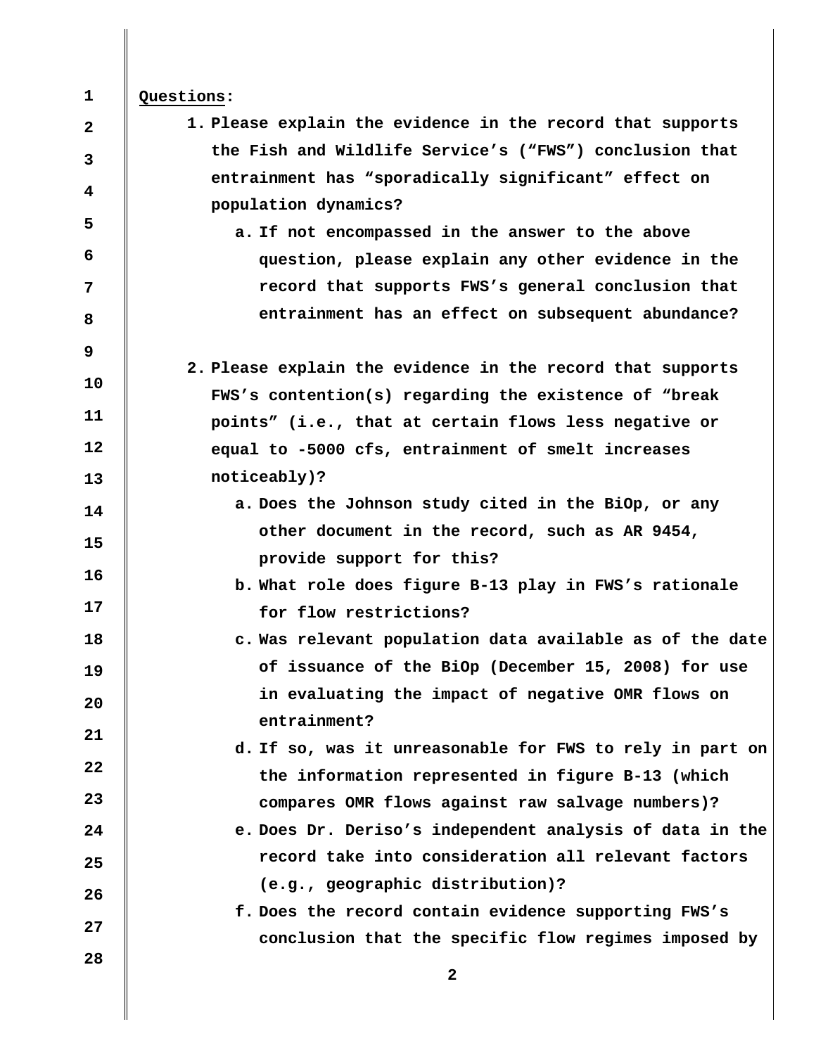**Questions:**

1. **Please explain the evidence in the record that supports the Fish and Wildlife Service's ("FWS") conclusion that entrainment has "sporadically significant" effect on population dynamics?**
   a. **If not encompassed in the answer to the above question, please explain any other evidence in the record that supports FWS's general conclusion that entrainment has an effect on subsequent abundance?**

2. **Please explain the evidence in the record that supports FWS's contention(s) regarding the existence of "break points" (i.e., that at certain flows less negative or equal to -5000 cfs, entrainment of smelt increases noticeably)?**
   a. **Does the Johnson study cited in the BiOp, or any other document in the record, such as AR 9454, provide support for this?**
   b. **What role does figure B-13 play in FWS's rationale for flow restrictions?**
   c. **Was relevant population data available as of the date of issuance of the BiOp (December 15, 2008) for use in evaluating the impact of negative OMR flows on entrainment?**
   d. **If so, was it unreasonable for FWS to rely in part on the information represented in figure B-13 (which compares OMR flows against raw salvage numbers)?**
   e. **Does Dr. Deriso's independent analysis of data in the record take into consideration all relevant factors (e.g., geographic distribution)?**
   f. **Does the record contain evidence supporting FWS's conclusion that the specific flow regimes imposed by**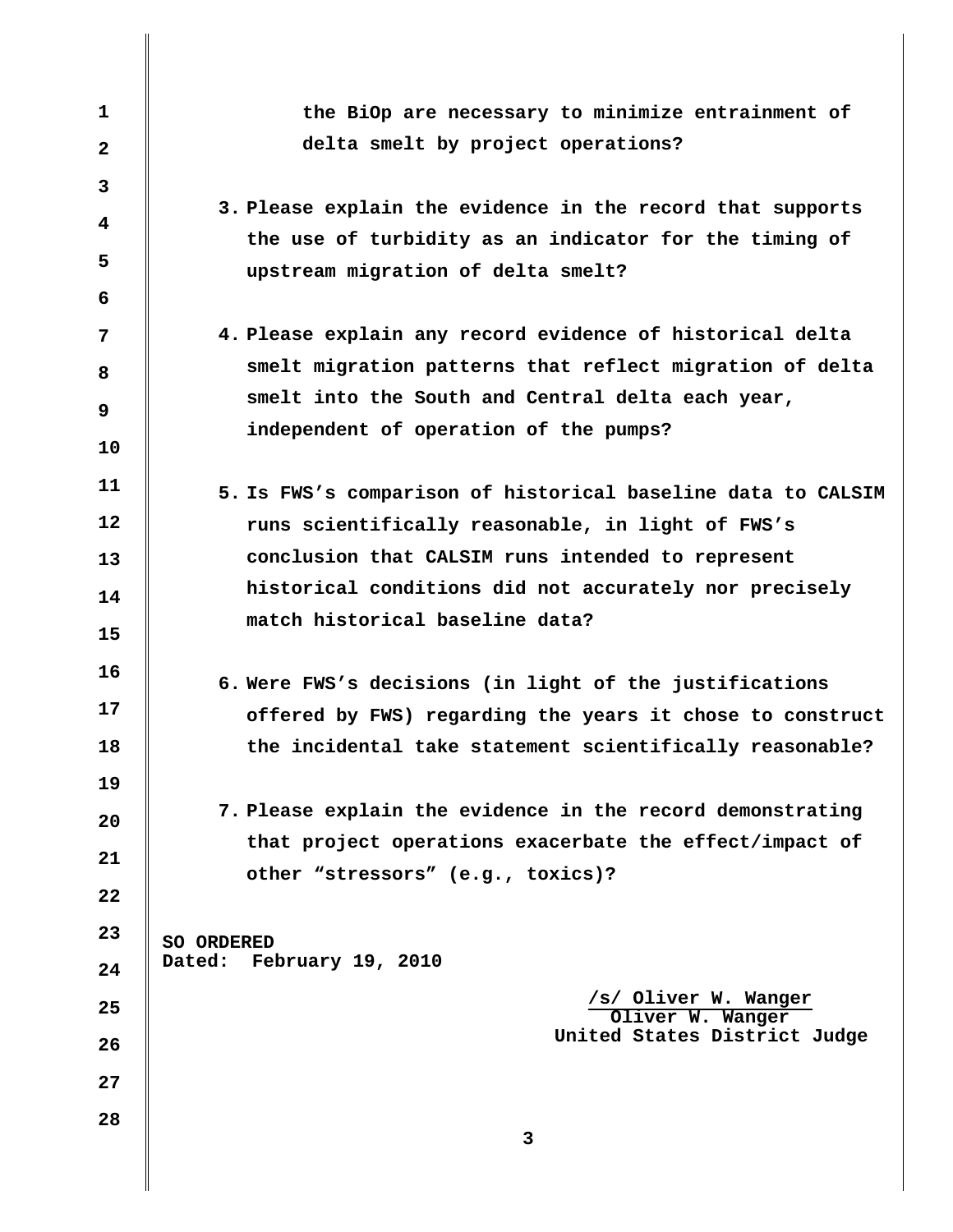the BiOp are necessary to minimize entrainment of delta smelt by project operations?

3. Please explain the evidence in the record that supports the use of turbidity as an indicator for the timing of upstream migration of delta smelt?

4. Please explain any record evidence of historical delta smelt migration patterns that reflect migration of delta smelt into the South and Central delta each year, independent of operation of the pumps?

5. Is FWS's comparison of historical baseline data to CALSIM runs scientifically reasonable, in light of FWS's conclusion that CALSIM runs intended to represent historical conditions did not accurately nor precisely match historical baseline data?

6. Were FWS's decisions (in light of the justifications offered by FWS) regarding the years it chose to construct the incidental take statement scientifically reasonable?

7. Please explain the evidence in the record demonstrating that project operations exacerbate the effect/impact of other "stressors" (e.g., toxics)?

**SO ORDERED**
**Dated: February 19, 2010**

/s/ Oliver W. Wanger
Oliver W. Wanger
United States District Judge